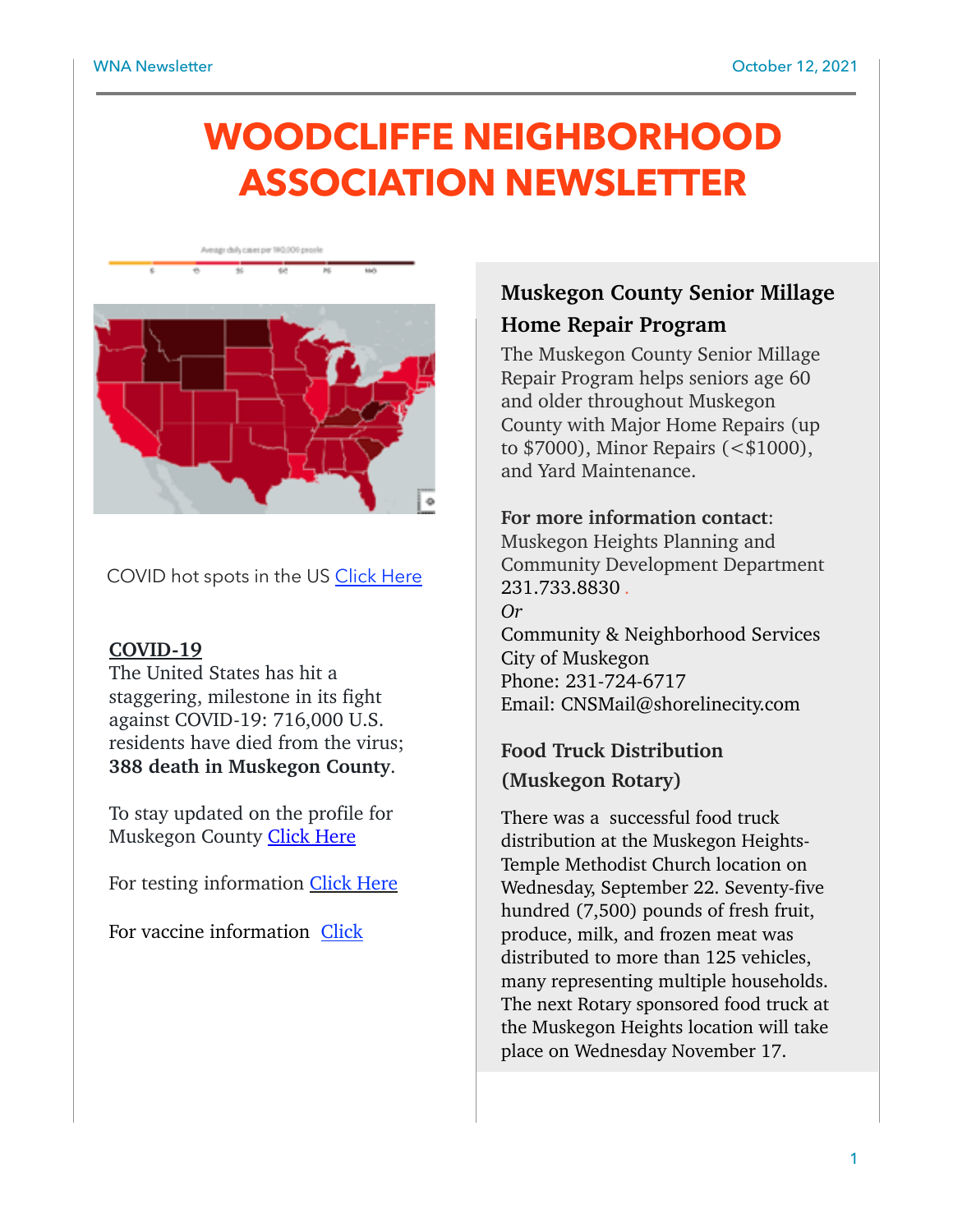# WOODCLIFFE NEIGHBORHOOD ASSOCIATION NEWSLETTER

COVID hot spots in the US [Click Here]

**COVID-19**

The United States has hit a staggering, milestone in its fight against COVID-19: 716,000 U.S. residents have died from the virus; **388 death in Muskegon County**.

To stay updated on the profile for Muskegon County [Click Here]

For testing information [Click Here]

For vaccine information [Click]

## Muskegon County Senior Millage Home Repair Program

The Muskegon County Senior Millage Repair Program helps seniors age 60 and older throughout Muskegon County with Major Home Repairs (up to $7000), Minor Repairs (<$1000), and Yard Maintenance.

**For more information contact**:
Muskegon Heights Planning and Community Development Department
231.733.8830 .
*Or*
Community & Neighborhood Services
City of Muskegon
Phone: 231-724-6717
Email: CNSMail@shorelinecity.com

## Food Truck Distribution (Muskegon Rotary)

There was a successful food truck distribution at the Muskegon Heights-Temple Methodist Church location on Wednesday, September 22. Seventy-five hundred (7,500) pounds of fresh fruit, produce, milk, and frozen meat was distributed to more than 125 vehicles, many representing multiple households. The next Rotary sponsored food truck at the Muskegon Heights location will take place on Wednesday November 17.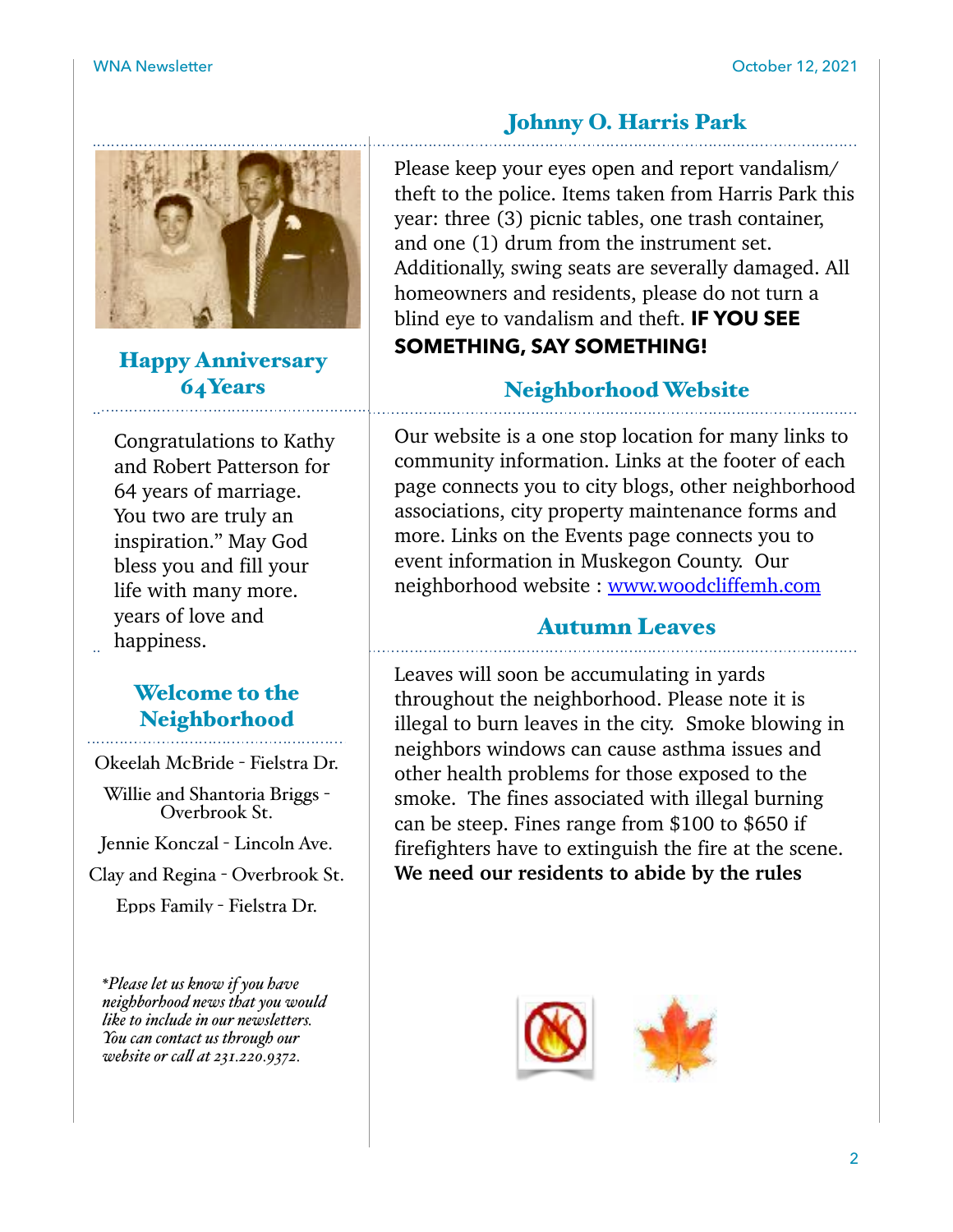## Happy Anniversary 64 Years

Congratulations to Kathy and Robert Patterson for 64 years of marriage. You two are truly an inspiration." May God bless you and fill your life with many more. years of love and happiness.

## Welcome to the Neighborhood

Okeelah McBride - Fielstra Dr.

Willie and Shantoria Briggs - Overbrook St.

Jennie Konczal - Lincoln Ave.

Clay and Regina - Overbrook St.

Epps Family - Fielstra Dr.

*\*Please let us know if you have neighborhood news that you would like to include in our newsletters. You can contact us through our website or call at 231.220.9372.*

## Johnny O. Harris Park

Please keep your eyes open and report vandalism/ theft to the police. Items taken from Harris Park this year: three (3) picnic tables, one trash container, and one (1) drum from the instrument set. Additionally, swing seats are severally damaged. All homeowners and residents, please do not turn a blind eye to vandalism and theft. **IF YOU SEE SOMETHING, SAY SOMETHING!**

## Neighborhood Website

Our website is a one stop location for many links to community information. Links at the footer of each page connects you to city blogs, other neighborhood associations, city property maintenance forms and more. Links on the Events page connects you to event information in Muskegon County. Our neighborhood website : [www.woodcliffemh.com](http://www.woodcliffemh.com)

## Autumn Leaves

Leaves will soon be accumulating in yards throughout the neighborhood. Please note it is illegal to burn leaves in the city. Smoke blowing in neighbors windows can cause asthma issues and other health problems for those exposed to the smoke. The fines associated with illegal burning can be steep. Fines range from $100 to $650 if firefighters have to extinguish the fire at the scene. **We need our residents to abide by the rules**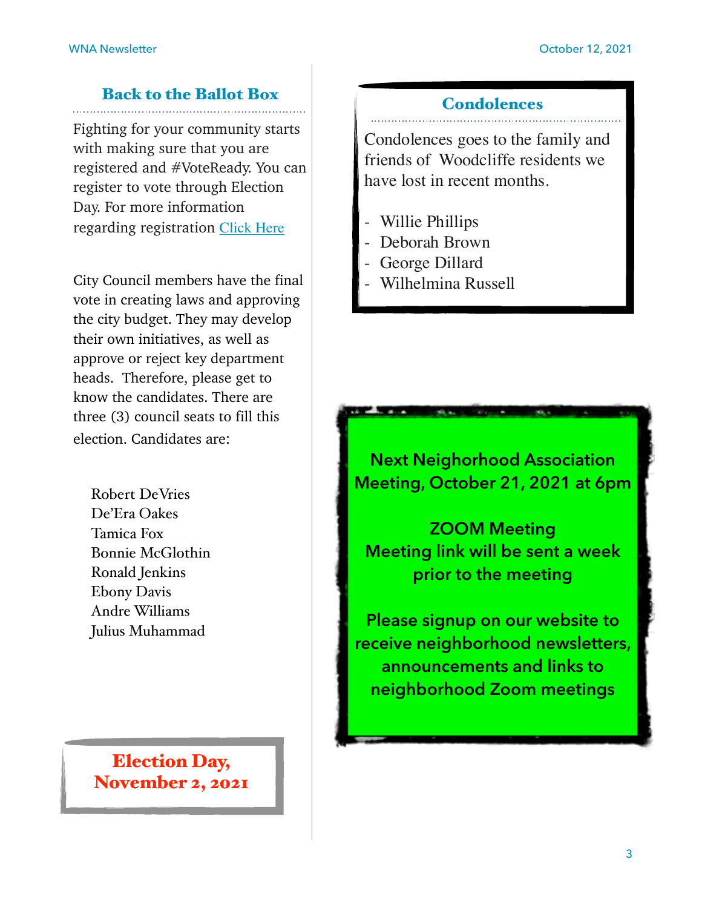## Back to the Ballot Box

Fighting for your community starts with making sure that you are registered and #VoteReady. You can register to vote through Election Day. For more information regarding registration [Click Here]

City Council members have the final vote in creating laws and approving the city budget. They may develop their own initiatives, as well as approve or reject key department heads. Therefore, please get to know the candidates. There are three (3) council seats to fill this election. Candidates are:

Robert DeVries
De'Era Oakes
Tamica Fox
Bonnie McGlothin
Ronald Jenkins
Ebony Davis
Andre Williams
Julius Muhammad

**Election Day, November 2, 2021**

## Condolences

Condolences goes to the family and friends of Woodcliffe residents we have lost in recent months.

- Willie Phillips
- Deborah Brown
- George Dillard
- Wilhelmina Russell

**Next Neighorhood Association Meeting, October 21, 2021 at 6pm**

**ZOOM Meeting**
**Meeting link will be sent a week prior to the meeting**

**Please signup on our website to receive neighborhood newsletters, announcements and links to neighborhood Zoom meetings**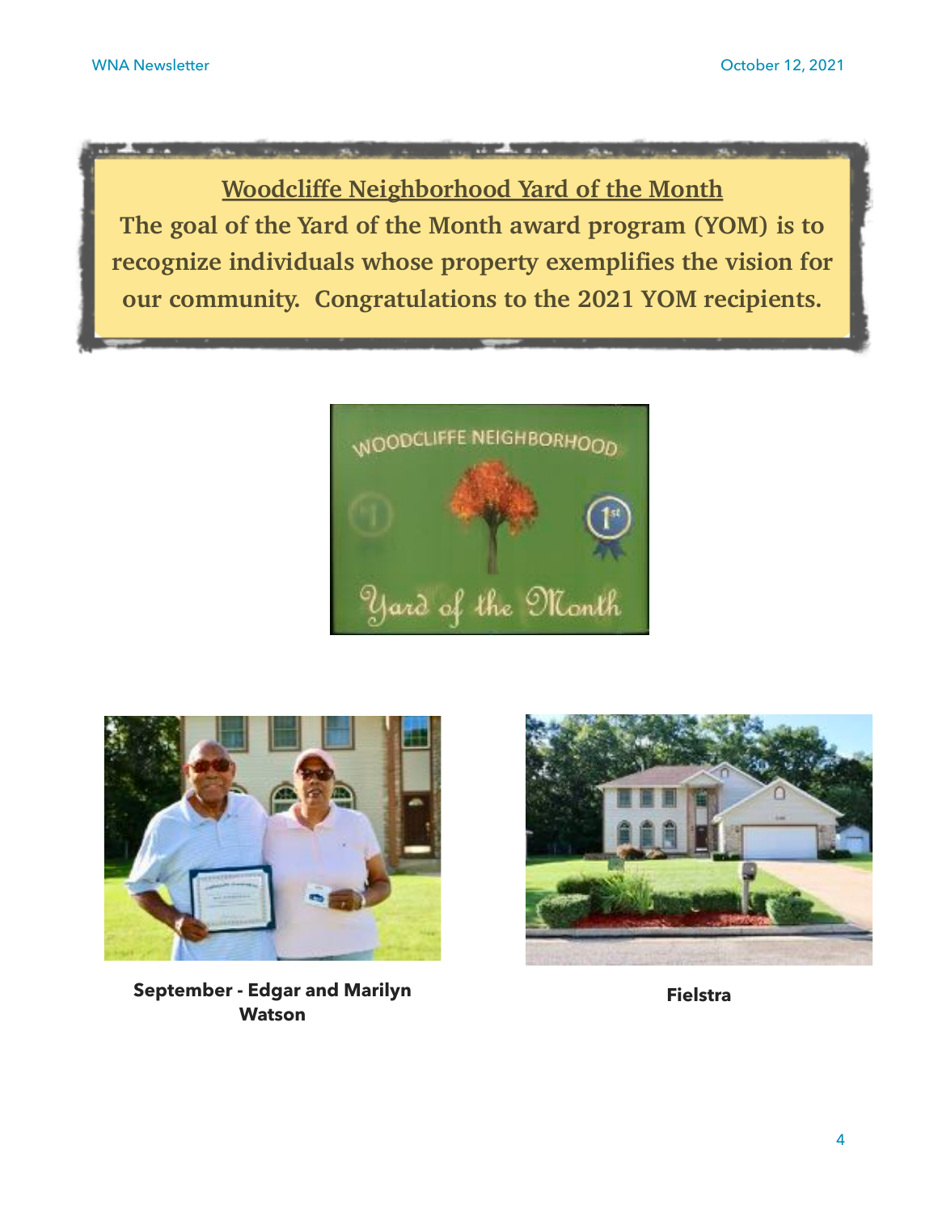## Woodcliffe Neighborhood Yard of the Month

**The goal of the Yard of the Month award program (YOM) is to recognize individuals whose property exemplifies the vision for our community. Congratulations to the 2021 YOM recipients.**

**September - Edgar and Marilyn Watson**

**Fielstra**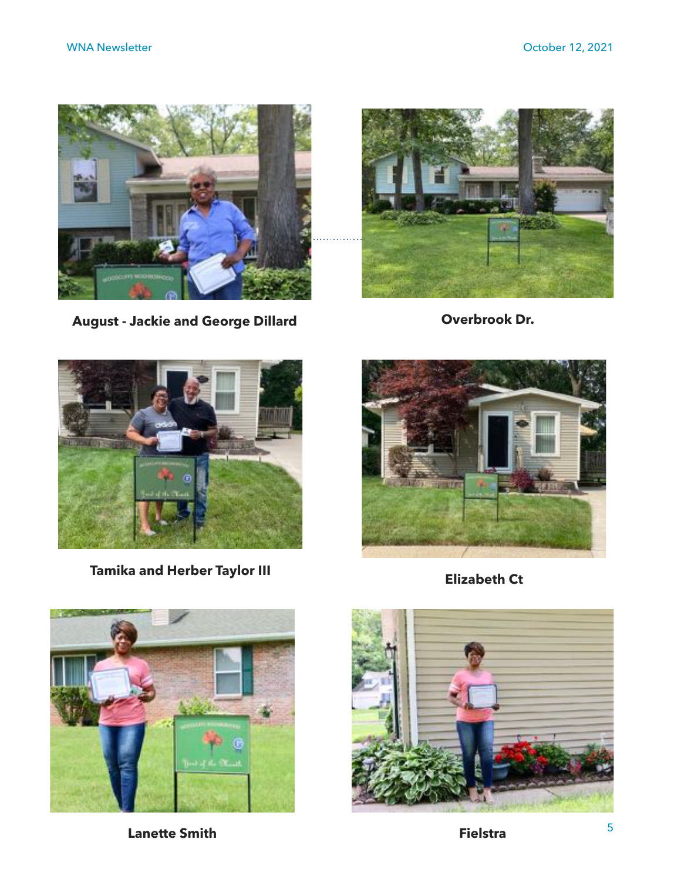**August - Jackie and George Dillard**

**Overbrook Dr.**

**Tamika and Herber Taylor III**

**Elizabeth Ct**

**Lanette Smith**

**Fielstra**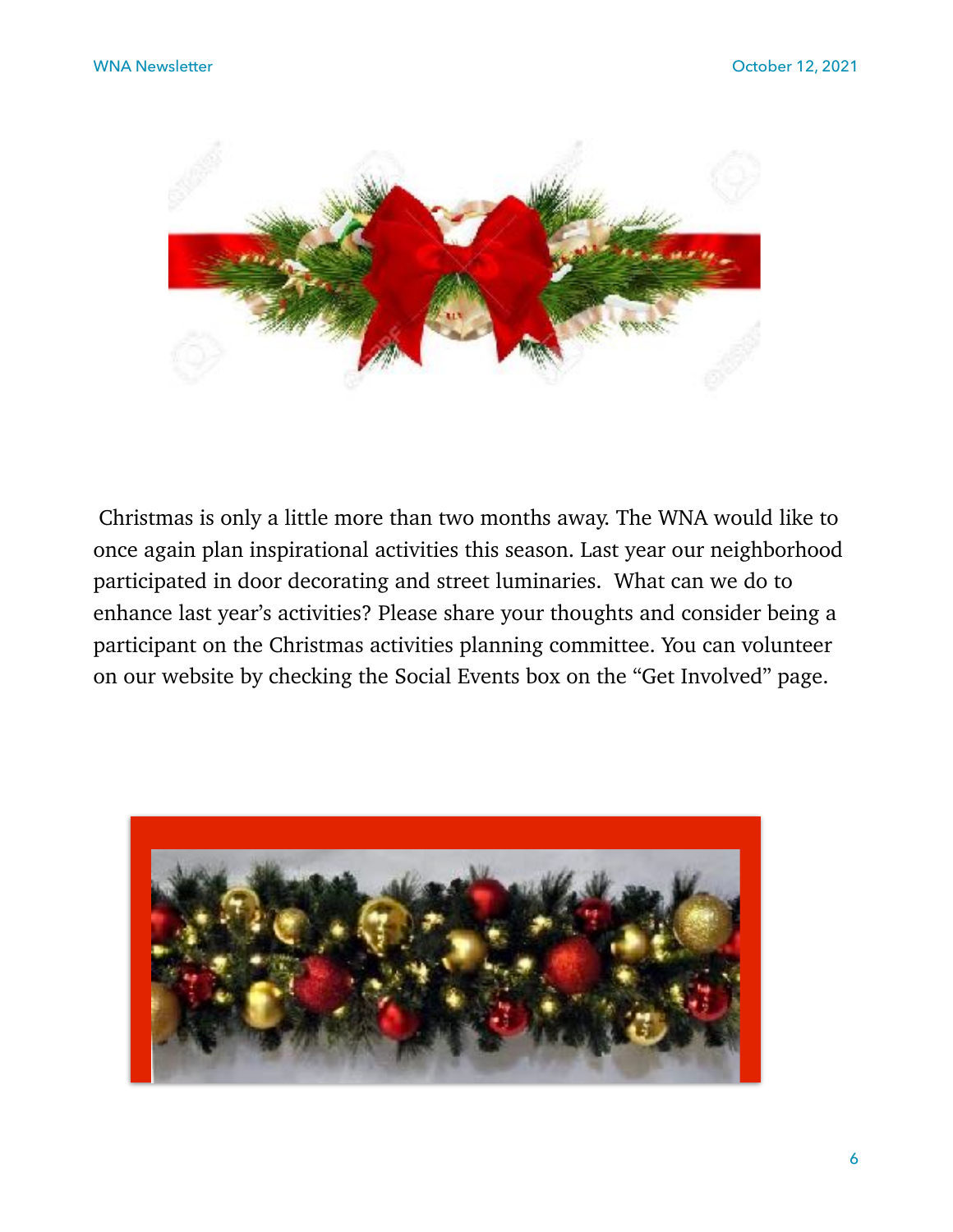Christmas is only a little more than two months away. The WNA would like to once again plan inspirational activities this season. Last year our neighborhood participated in door decorating and street luminaries. What can we do to enhance last year's activities? Please share your thoughts and consider being a participant on the Christmas activities planning committee. You can volunteer on our website by checking the Social Events box on the "Get Involved" page.